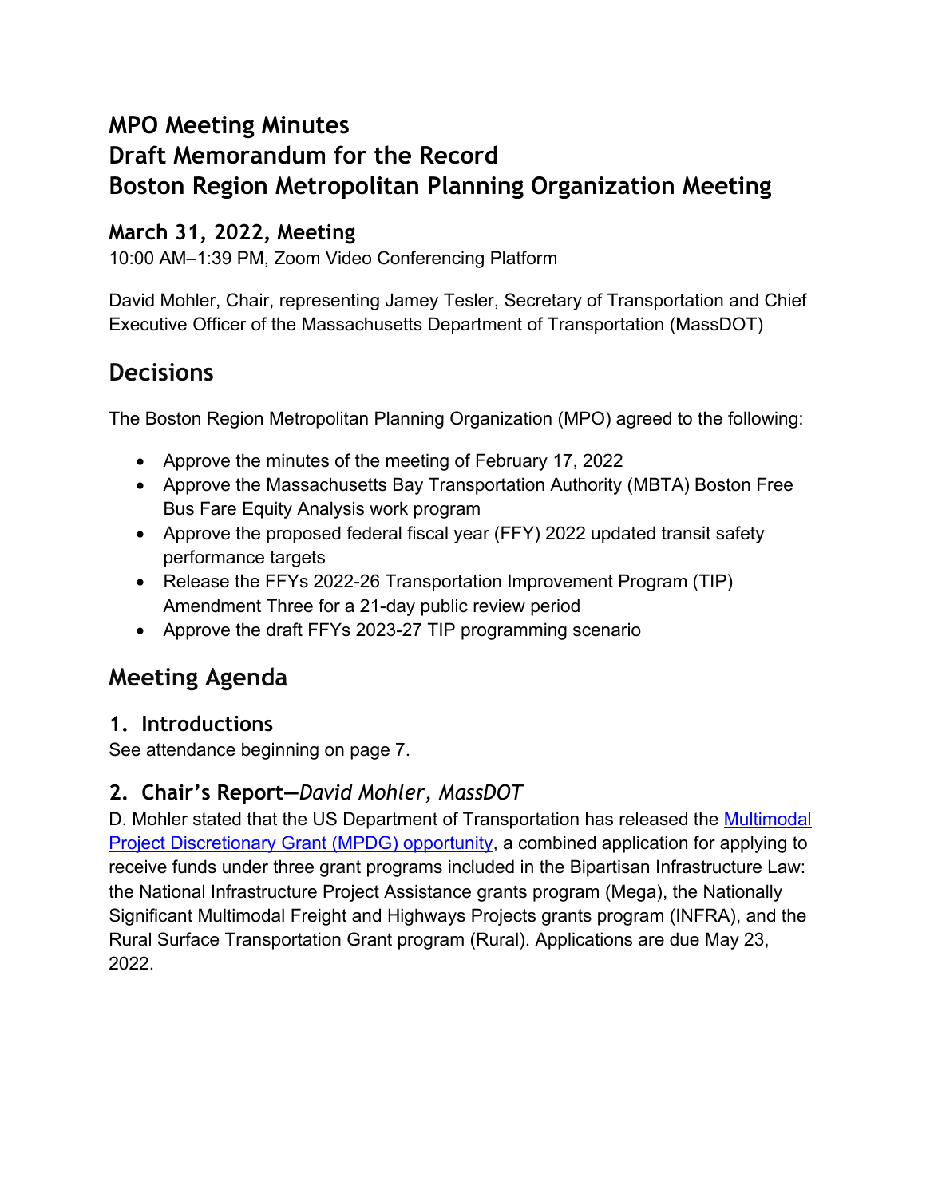# MPO Meeting Minutes
# Draft Memorandum for the Record
# Boston Region Metropolitan Planning Organization Meeting

## March 31, 2022, Meeting

10:00 AM–1:39 PM, Zoom Video Conferencing Platform

David Mohler, Chair, representing Jamey Tesler, Secretary of Transportation and Chief Executive Officer of the Massachusetts Department of Transportation (MassDOT)

## Decisions

The Boston Region Metropolitan Planning Organization (MPO) agreed to the following:

- Approve the minutes of the meeting of February 17, 2022
- Approve the Massachusetts Bay Transportation Authority (MBTA) Boston Free Bus Fare Equity Analysis work program
- Approve the proposed federal fiscal year (FFY) 2022 updated transit safety performance targets
- Release the FFYs 2022-26 Transportation Improvement Program (TIP) Amendment Three for a 21-day public review period
- Approve the draft FFYs 2023-27 TIP programming scenario

## Meeting Agenda

### 1. Introductions

See attendance beginning on page 7.

### 2. Chair's Report—*David Mohler, MassDOT*

D. Mohler stated that the US Department of Transportation has released the Multimodal Project Discretionary Grant (MPDG) opportunity, a combined application for applying to receive funds under three grant programs included in the Bipartisan Infrastructure Law: the National Infrastructure Project Assistance grants program (Mega), the Nationally Significant Multimodal Freight and Highways Projects grants program (INFRA), and the Rural Surface Transportation Grant program (Rural). Applications are due May 23, 2022.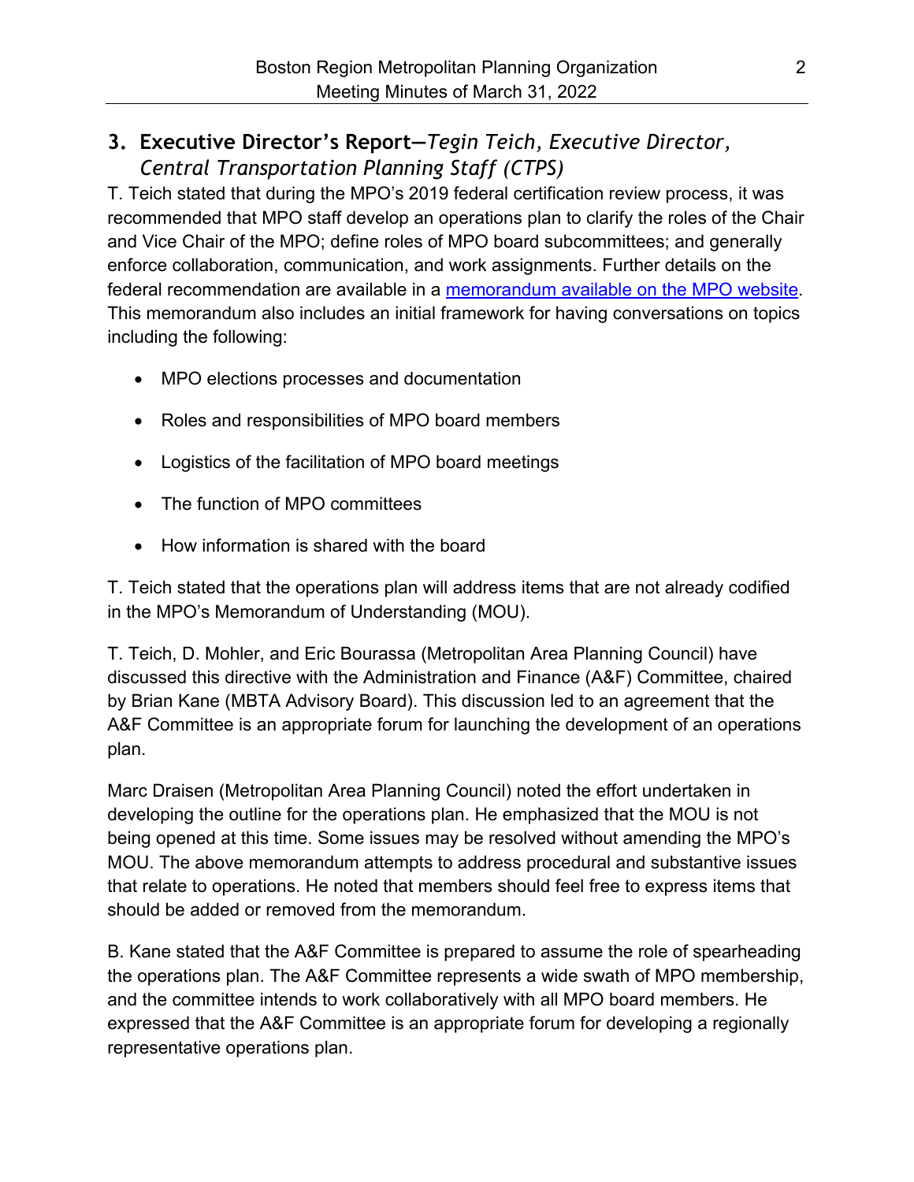## 3. Executive Director's Report—*Tegin Teich, Executive Director, Central Transportation Planning Staff (CTPS)*

T. Teich stated that during the MPO's 2019 federal certification review process, it was recommended that MPO staff develop an operations plan to clarify the roles of the Chair and Vice Chair of the MPO; define roles of MPO board subcommittees; and generally enforce collaboration, communication, and work assignments. Further details on the federal recommendation are available in a [memorandum available on the MPO website](). This memorandum also includes an initial framework for having conversations on topics including the following:

- MPO elections processes and documentation
- Roles and responsibilities of MPO board members
- Logistics of the facilitation of MPO board meetings
- The function of MPO committees
- How information is shared with the board

T. Teich stated that the operations plan will address items that are not already codified in the MPO's Memorandum of Understanding (MOU).

T. Teich, D. Mohler, and Eric Bourassa (Metropolitan Area Planning Council) have discussed this directive with the Administration and Finance (A&F) Committee, chaired by Brian Kane (MBTA Advisory Board). This discussion led to an agreement that the A&F Committee is an appropriate forum for launching the development of an operations plan.

Marc Draisen (Metropolitan Area Planning Council) noted the effort undertaken in developing the outline for the operations plan. He emphasized that the MOU is not being opened at this time. Some issues may be resolved without amending the MPO's MOU. The above memorandum attempts to address procedural and substantive issues that relate to operations. He noted that members should feel free to express items that should be added or removed from the memorandum.

B. Kane stated that the A&F Committee is prepared to assume the role of spearheading the operations plan. The A&F Committee represents a wide swath of MPO membership, and the committee intends to work collaboratively with all MPO board members. He expressed that the A&F Committee is an appropriate forum for developing a regionally representative operations plan.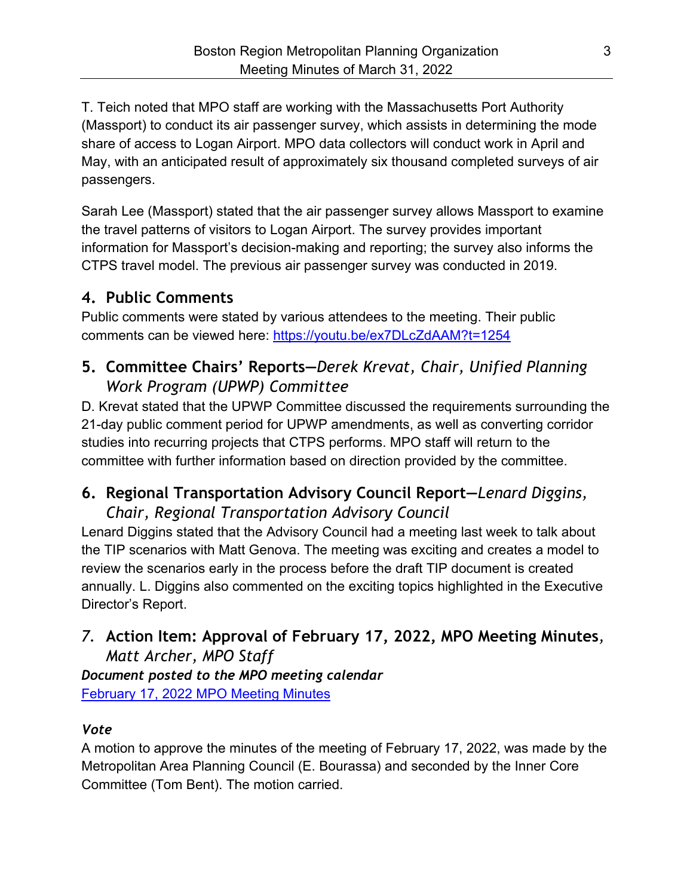T. Teich noted that MPO staff are working with the Massachusetts Port Authority (Massport) to conduct its air passenger survey, which assists in determining the mode share of access to Logan Airport. MPO data collectors will conduct work in April and May, with an anticipated result of approximately six thousand completed surveys of air passengers.

Sarah Lee (Massport) stated that the air passenger survey allows Massport to examine the travel patterns of visitors to Logan Airport. The survey provides important information for Massport's decision-making and reporting; the survey also informs the CTPS travel model. The previous air passenger survey was conducted in 2019.

## 4. Public Comments

Public comments were stated by various attendees to the meeting. Their public comments can be viewed here: [https://youtu.be/ex7DLcZdAAM?t=1254](https://youtu.be/ex7DLcZdAAM?t=1254)

## 5. Committee Chairs' Reports—*Derek Krevat, Chair, Unified Planning Work Program (UPWP) Committee*

D. Krevat stated that the UPWP Committee discussed the requirements surrounding the 21-day public comment period for UPWP amendments, as well as converting corridor studies into recurring projects that CTPS performs. MPO staff will return to the committee with further information based on direction provided by the committee.

## 6. Regional Transportation Advisory Council Report—*Lenard Diggins, Chair, Regional Transportation Advisory Council*

Lenard Diggins stated that the Advisory Council had a meeting last week to talk about the TIP scenarios with Matt Genova. The meeting was exciting and creates a model to review the scenarios early in the process before the draft TIP document is created annually. L. Diggins also commented on the exciting topics highlighted in the Executive Director's Report.

## 7. Action Item: Approval of February 17, 2022, MPO Meeting Minutes, *Matt Archer, MPO Staff*

***Document posted to the MPO meeting calendar***

February 17, 2022 MPO Meeting Minutes

### *Vote*

A motion to approve the minutes of the meeting of February 17, 2022, was made by the Metropolitan Area Planning Council (E. Bourassa) and seconded by the Inner Core Committee (Tom Bent). The motion carried.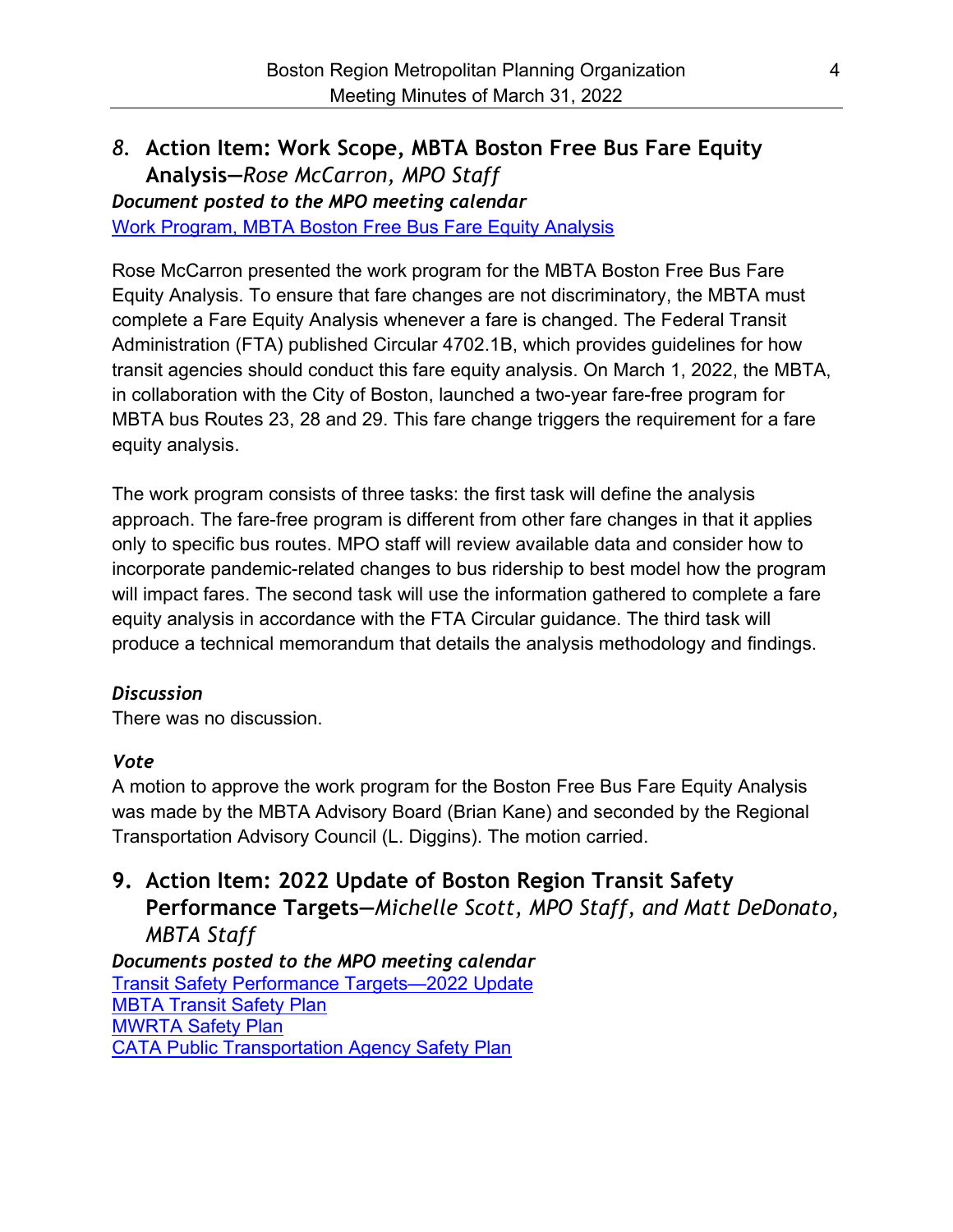## 8. Action Item: Work Scope, MBTA Boston Free Bus Fare Equity Analysis—*Rose McCarron, MPO Staff*

***Document posted to the MPO meeting calendar***

Work Program, MBTA Boston Free Bus Fare Equity Analysis

Rose McCarron presented the work program for the MBTA Boston Free Bus Fare Equity Analysis. To ensure that fare changes are not discriminatory, the MBTA must complete a Fare Equity Analysis whenever a fare is changed. The Federal Transit Administration (FTA) published Circular 4702.1B, which provides guidelines for how transit agencies should conduct this fare equity analysis. On March 1, 2022, the MBTA, in collaboration with the City of Boston, launched a two-year fare-free program for MBTA bus Routes 23, 28 and 29. This fare change triggers the requirement for a fare equity analysis.

The work program consists of three tasks: the first task will define the analysis approach. The fare-free program is different from other fare changes in that it applies only to specific bus routes. MPO staff will review available data and consider how to incorporate pandemic-related changes to bus ridership to best model how the program will impact fares. The second task will use the information gathered to complete a fare equity analysis in accordance with the FTA Circular guidance. The third task will produce a technical memorandum that details the analysis methodology and findings.

***Discussion***

There was no discussion.

***Vote***

A motion to approve the work program for the Boston Free Bus Fare Equity Analysis was made by the MBTA Advisory Board (Brian Kane) and seconded by the Regional Transportation Advisory Council (L. Diggins). The motion carried.

## 9. Action Item: 2022 Update of Boston Region Transit Safety Performance Targets—*Michelle Scott, MPO Staff, and Matt DeDonato, MBTA Staff*

***Documents posted to the MPO meeting calendar***

Transit Safety Performance Targets—2022 Update

MBTA Transit Safety Plan

MWRTA Safety Plan

CATA Public Transportation Agency Safety Plan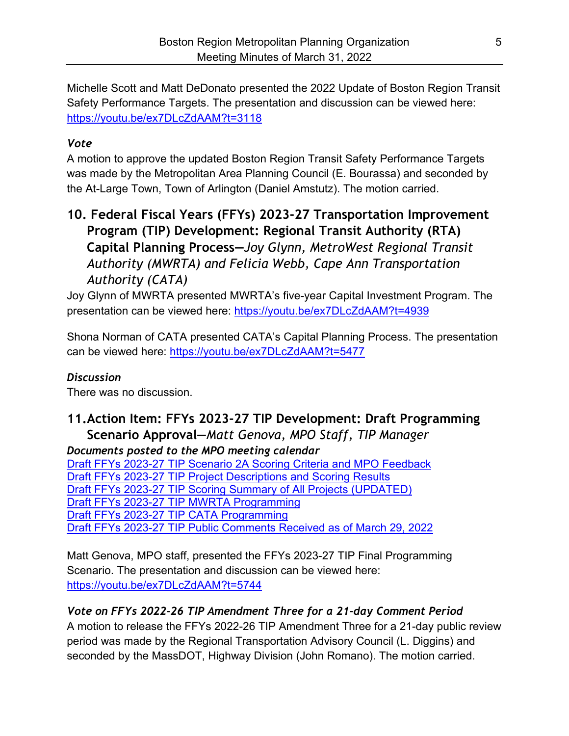Michelle Scott and Matt DeDonato presented the 2022 Update of Boston Region Transit Safety Performance Targets. The presentation and discussion can be viewed here: [https://youtu.be/ex7DLcZdAAM?t=3118](https://youtu.be/ex7DLcZdAAM?t=3118)

***Vote***

A motion to approve the updated Boston Region Transit Safety Performance Targets was made by the Metropolitan Area Planning Council (E. Bourassa) and seconded by the At-Large Town, Town of Arlington (Daniel Amstutz). The motion carried.

## 10. Federal Fiscal Years (FFYs) 2023-27 Transportation Improvement Program (TIP) Development: Regional Transit Authority (RTA) Capital Planning Process—*Joy Glynn, MetroWest Regional Transit Authority (MWRTA) and Felicia Webb, Cape Ann Transportation Authority (CATA)*

Joy Glynn of MWRTA presented MWRTA's five-year Capital Investment Program. The presentation can be viewed here: [https://youtu.be/ex7DLcZdAAM?t=4939](https://youtu.be/ex7DLcZdAAM?t=4939)

Shona Norman of CATA presented CATA's Capital Planning Process. The presentation can be viewed here: [https://youtu.be/ex7DLcZdAAM?t=5477](https://youtu.be/ex7DLcZdAAM?t=5477)

***Discussion***

There was no discussion.

## 11. Action Item: FFYs 2023-27 TIP Development: Draft Programming Scenario Approval—*Matt Genova, MPO Staff, TIP Manager*

***Documents posted to the MPO meeting calendar***

Draft FFYs 2023-27 TIP Scenario 2A Scoring Criteria and MPO Feedback
Draft FFYs 2023-27 TIP Project Descriptions and Scoring Results
Draft FFYs 2023-27 TIP Scoring Summary of All Projects (UPDATED)
Draft FFYs 2023-27 TIP MWRTA Programming
Draft FFYs 2023-27 TIP CATA Programming
Draft FFYs 2023-27 TIP Public Comments Received as of March 29, 2022

Matt Genova, MPO staff, presented the FFYs 2023-27 TIP Final Programming Scenario. The presentation and discussion can be viewed here: [https://youtu.be/ex7DLcZdAAM?t=5744](https://youtu.be/ex7DLcZdAAM?t=5744)

***Vote on FFYs 2022-26 TIP Amendment Three for a 21-day Comment Period***

A motion to release the FFYs 2022-26 TIP Amendment Three for a 21-day public review period was made by the Regional Transportation Advisory Council (L. Diggins) and seconded by the MassDOT, Highway Division (John Romano). The motion carried.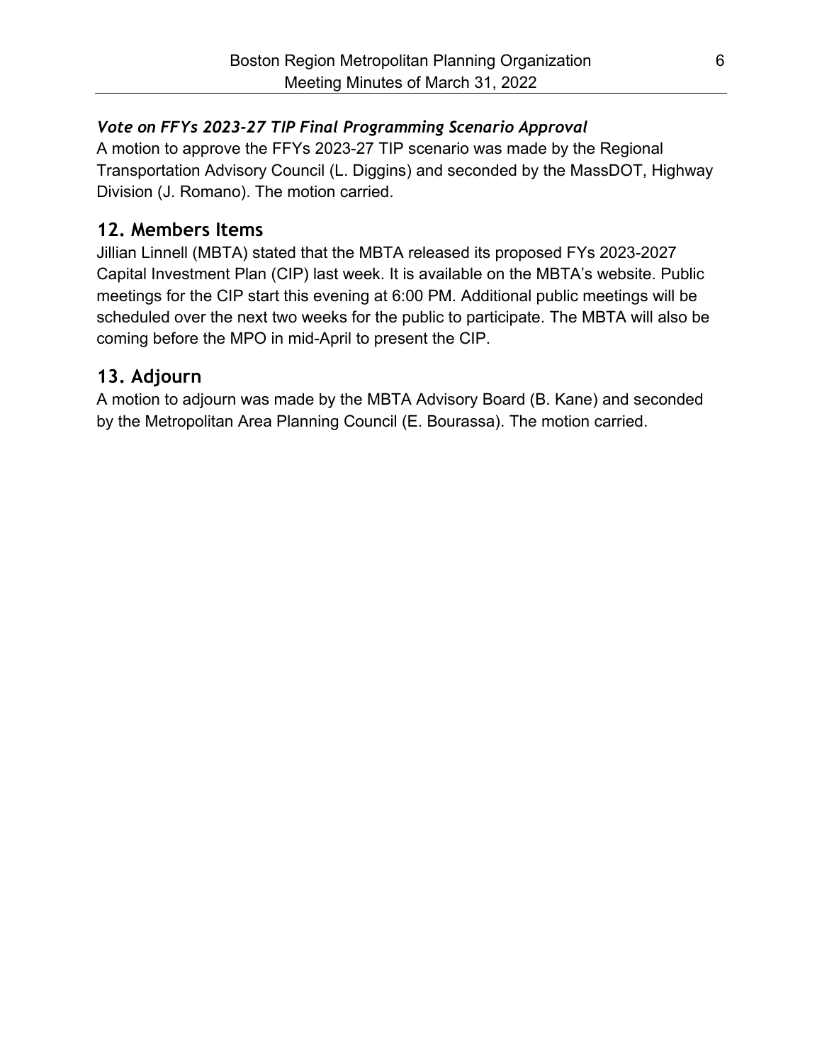### *Vote on FFYs 2023-27 TIP Final Programming Scenario Approval*

A motion to approve the FFYs 2023-27 TIP scenario was made by the Regional Transportation Advisory Council (L. Diggins) and seconded by the MassDOT, Highway Division (J. Romano). The motion carried.

## 12. Members Items

Jillian Linnell (MBTA) stated that the MBTA released its proposed FYs 2023-2027 Capital Investment Plan (CIP) last week. It is available on the MBTA's website. Public meetings for the CIP start this evening at 6:00 PM. Additional public meetings will be scheduled over the next two weeks for the public to participate. The MBTA will also be coming before the MPO in mid-April to present the CIP.

## 13. Adjourn

A motion to adjourn was made by the MBTA Advisory Board (B. Kane) and seconded by the Metropolitan Area Planning Council (E. Bourassa). The motion carried.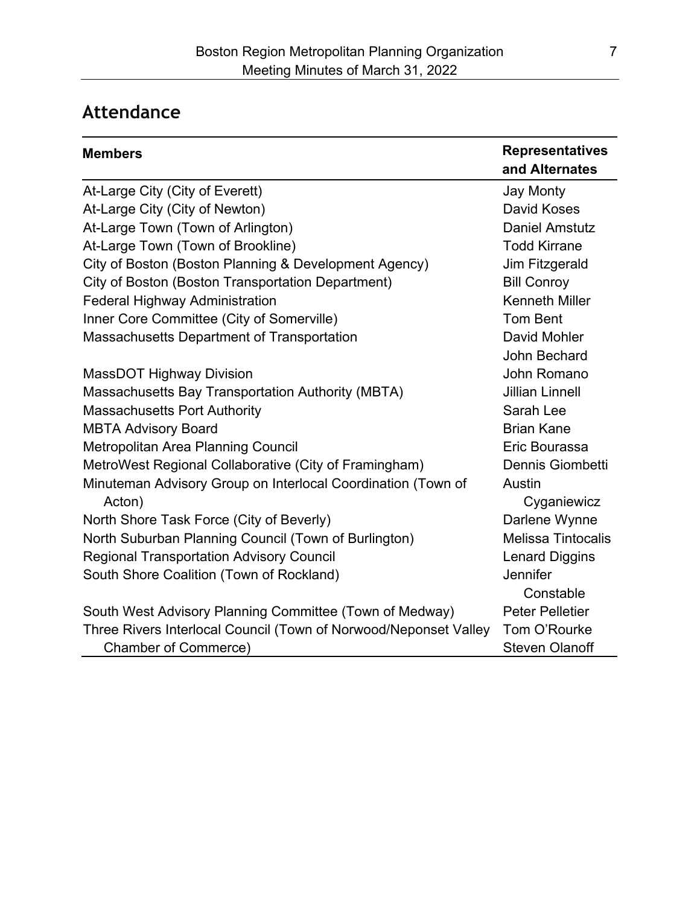## Attendance

| Members | Representatives and Alternates |
| --- | --- |
| At-Large City (City of Everett) | Jay Monty |
| At-Large City (City of Newton) | David Koses |
| At-Large Town (Town of Arlington) | Daniel Amstutz |
| At-Large Town (Town of Brookline) | Todd Kirrane |
| City of Boston (Boston Planning & Development Agency) | Jim Fitzgerald |
| City of Boston (Boston Transportation Department) | Bill Conroy |
| Federal Highway Administration | Kenneth Miller |
| Inner Core Committee (City of Somerville) | Tom Bent |
| Massachusetts Department of Transportation | David Mohler |
| | John Bechard |
| MassDOT Highway Division | John Romano |
| Massachusetts Bay Transportation Authority (MBTA) | Jillian Linnell |
| Massachusetts Port Authority | Sarah Lee |
| MBTA Advisory Board | Brian Kane |
| Metropolitan Area Planning Council | Eric Bourassa |
| MetroWest Regional Collaborative (City of Framingham) | Dennis Giombetti |
| Minuteman Advisory Group on Interlocal Coordination (Town of Acton) | Austin Cyganiewicz |
| North Shore Task Force (City of Beverly) | Darlene Wynne |
| North Suburban Planning Council (Town of Burlington) | Melissa Tintocalis |
| Regional Transportation Advisory Council | Lenard Diggins |
| South Shore Coalition (Town of Rockland) | Jennifer Constable |
| South West Advisory Planning Committee (Town of Medway) | Peter Pelletier |
| Three Rivers Interlocal Council (Town of Norwood/Neponset Valley Chamber of Commerce) | Tom O'Rourke |
| | Steven Olanoff |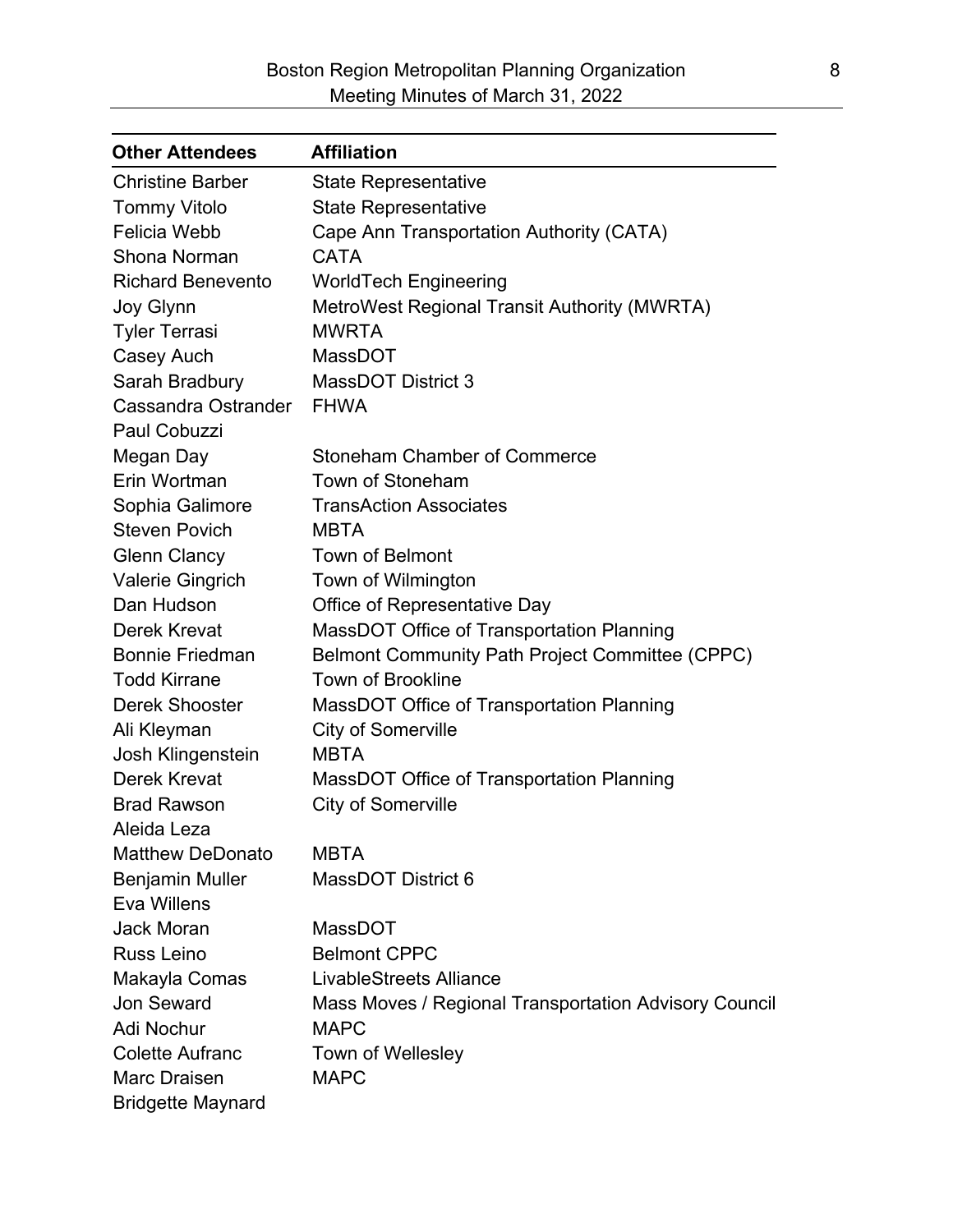| Other Attendees | Affiliation |
|---|---|
| Christine Barber | State Representative |
| Tommy Vitolo | State Representative |
| Felicia Webb | Cape Ann Transportation Authority (CATA) |
| Shona Norman | CATA |
| Richard Benevento | WorldTech Engineering |
| Joy Glynn | MetroWest Regional Transit Authority (MWRTA) |
| Tyler Terrasi | MWRTA |
| Casey Auch | MassDOT |
| Sarah Bradbury | MassDOT District 3 |
| Cassandra Ostrander | FHWA |
| Paul Cobuzzi | |
| Megan Day | Stoneham Chamber of Commerce |
| Erin Wortman | Town of Stoneham |
| Sophia Galimore | TransAction Associates |
| Steven Povich | MBTA |
| Glenn Clancy | Town of Belmont |
| Valerie Gingrich | Town of Wilmington |
| Dan Hudson | Office of Representative Day |
| Derek Krevat | MassDOT Office of Transportation Planning |
| Bonnie Friedman | Belmont Community Path Project Committee (CPPC) |
| Todd Kirrane | Town of Brookline |
| Derek Shooster | MassDOT Office of Transportation Planning |
| Ali Kleyman | City of Somerville |
| Josh Klingenstein | MBTA |
| Derek Krevat | MassDOT Office of Transportation Planning |
| Brad Rawson | City of Somerville |
| Aleida Leza | |
| Matthew DeDonato | MBTA |
| Benjamin Muller | MassDOT District 6 |
| Eva Willens | |
| Jack Moran | MassDOT |
| Russ Leino | Belmont CPPC |
| Makayla Comas | LivableStreets Alliance |
| Jon Seward | Mass Moves / Regional Transportation Advisory Council |
| Adi Nochur | MAPC |
| Colette Aufranc | Town of Wellesley |
| Marc Draisen | MAPC |
| Bridgette Maynard | |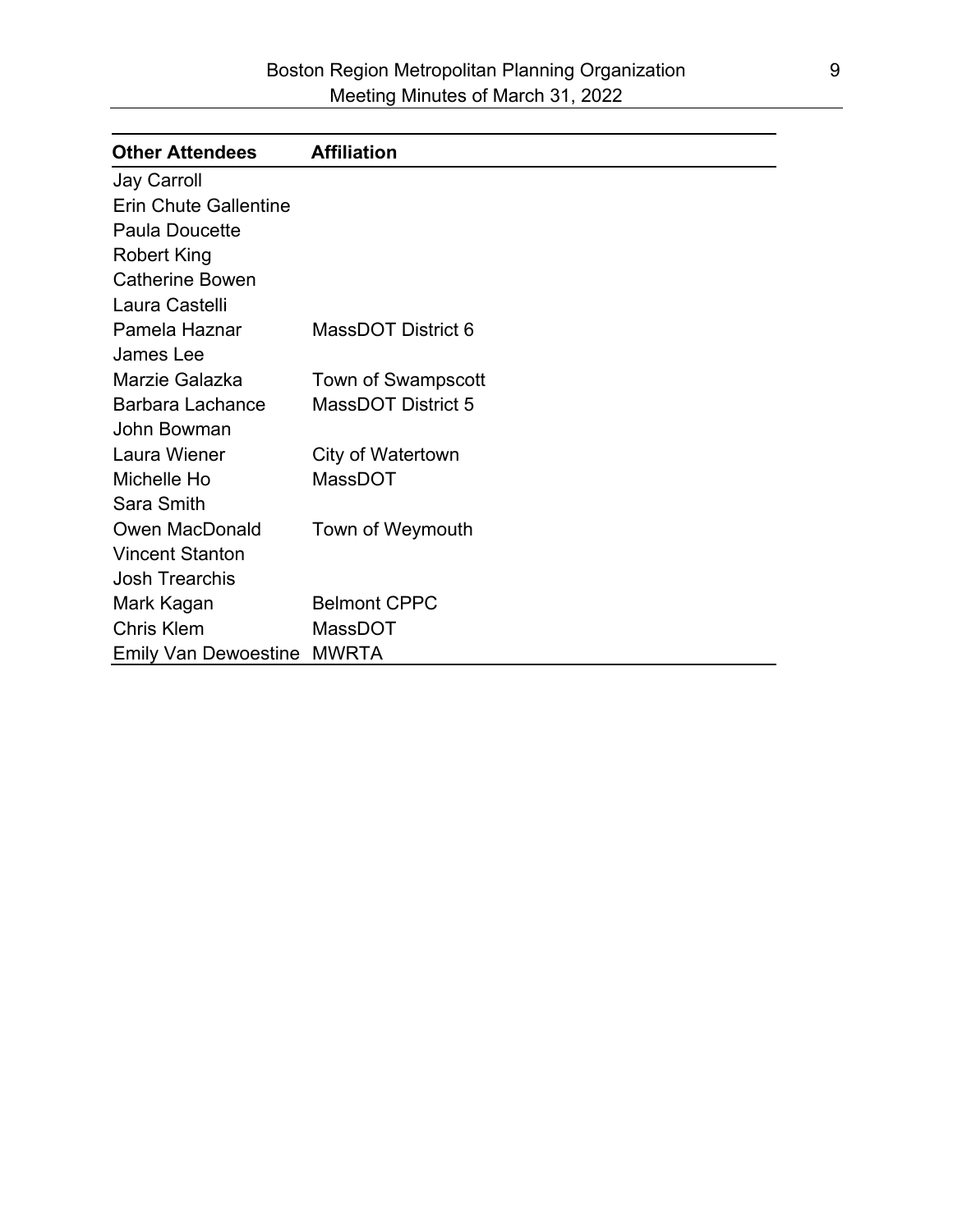| Other Attendees | Affiliation |
|---|---|
| Jay Carroll | |
| Erin Chute Gallentine | |
| Paula Doucette | |
| Robert King | |
| Catherine Bowen | |
| Laura Castelli | |
| Pamela Haznar | MassDOT District 6 |
| James Lee | |
| Marzie Galazka | Town of Swampscott |
| Barbara Lachance | MassDOT District 5 |
| John Bowman | |
| Laura Wiener | City of Watertown |
| Michelle Ho | MassDOT |
| Sara Smith | |
| Owen MacDonald | Town of Weymouth |
| Vincent Stanton | |
| Josh Trearchis | |
| Mark Kagan | Belmont CPPC |
| Chris Klem | MassDOT |
| Emily Van Dewoestine | MWRTA |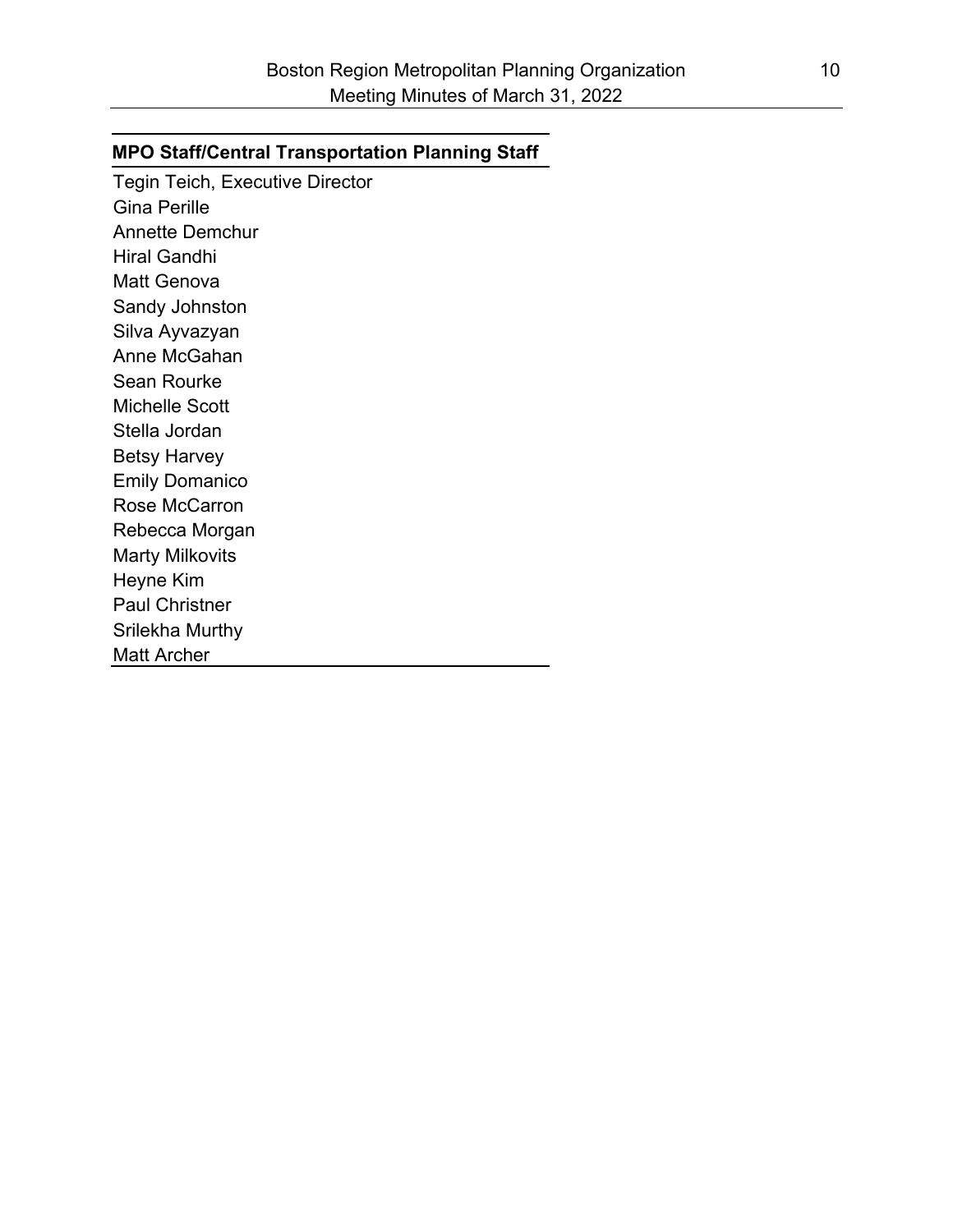| MPO Staff/Central Transportation Planning Staff |
| --- |
| Tegin Teich, Executive Director |
| Gina Perille |
| Annette Demchur |
| Hiral Gandhi |
| Matt Genova |
| Sandy Johnston |
| Silva Ayvazyan |
| Anne McGahan |
| Sean Rourke |
| Michelle Scott |
| Stella Jordan |
| Betsy Harvey |
| Emily Domanico |
| Rose McCarron |
| Rebecca Morgan |
| Marty Milkovits |
| Heyne Kim |
| Paul Christner |
| Srilekha Murthy |
| Matt Archer |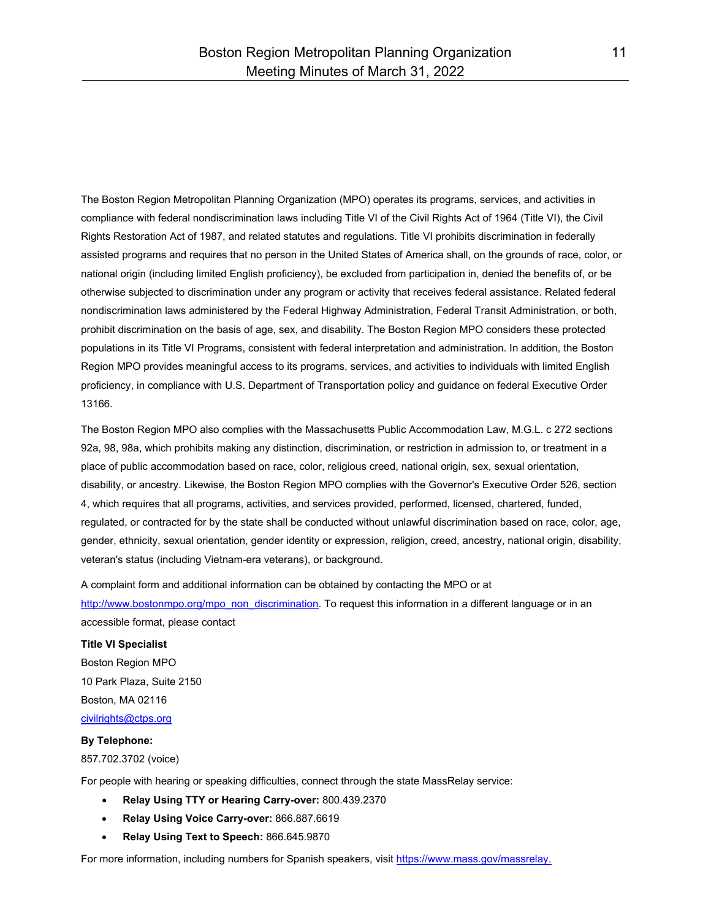The Boston Region Metropolitan Planning Organization (MPO) operates its programs, services, and activities in compliance with federal nondiscrimination laws including Title VI of the Civil Rights Act of 1964 (Title VI), the Civil Rights Restoration Act of 1987, and related statutes and regulations. Title VI prohibits discrimination in federally assisted programs and requires that no person in the United States of America shall, on the grounds of race, color, or national origin (including limited English proficiency), be excluded from participation in, denied the benefits of, or be otherwise subjected to discrimination under any program or activity that receives federal assistance. Related federal nondiscrimination laws administered by the Federal Highway Administration, Federal Transit Administration, or both, prohibit discrimination on the basis of age, sex, and disability. The Boston Region MPO considers these protected populations in its Title VI Programs, consistent with federal interpretation and administration. In addition, the Boston Region MPO provides meaningful access to its programs, services, and activities to individuals with limited English proficiency, in compliance with U.S. Department of Transportation policy and guidance on federal Executive Order 13166.

The Boston Region MPO also complies with the Massachusetts Public Accommodation Law, M.G.L. c 272 sections 92a, 98, 98a, which prohibits making any distinction, discrimination, or restriction in admission to, or treatment in a place of public accommodation based on race, color, religious creed, national origin, sex, sexual orientation, disability, or ancestry. Likewise, the Boston Region MPO complies with the Governor's Executive Order 526, section 4, which requires that all programs, activities, and services provided, performed, licensed, chartered, funded, regulated, or contracted for by the state shall be conducted without unlawful discrimination based on race, color, age, gender, ethnicity, sexual orientation, gender identity or expression, religion, creed, ancestry, national origin, disability, veteran's status (including Vietnam-era veterans), or background.

A complaint form and additional information can be obtained by contacting the MPO or at http://www.bostonmpo.org/mpo_non_discrimination. To request this information in a different language or in an accessible format, please contact

**Title VI Specialist**
Boston Region MPO
10 Park Plaza, Suite 2150
Boston, MA 02116
civilrights@ctps.org

**By Telephone:**
857.702.3702 (voice)

For people with hearing or speaking difficulties, connect through the state MassRelay service:

- **Relay Using TTY or Hearing Carry-over:** 800.439.2370
- **Relay Using Voice Carry-over:** 866.887.6619
- **Relay Using Text to Speech:** 866.645.9870

For more information, including numbers for Spanish speakers, visit https://www.mass.gov/massrelay.